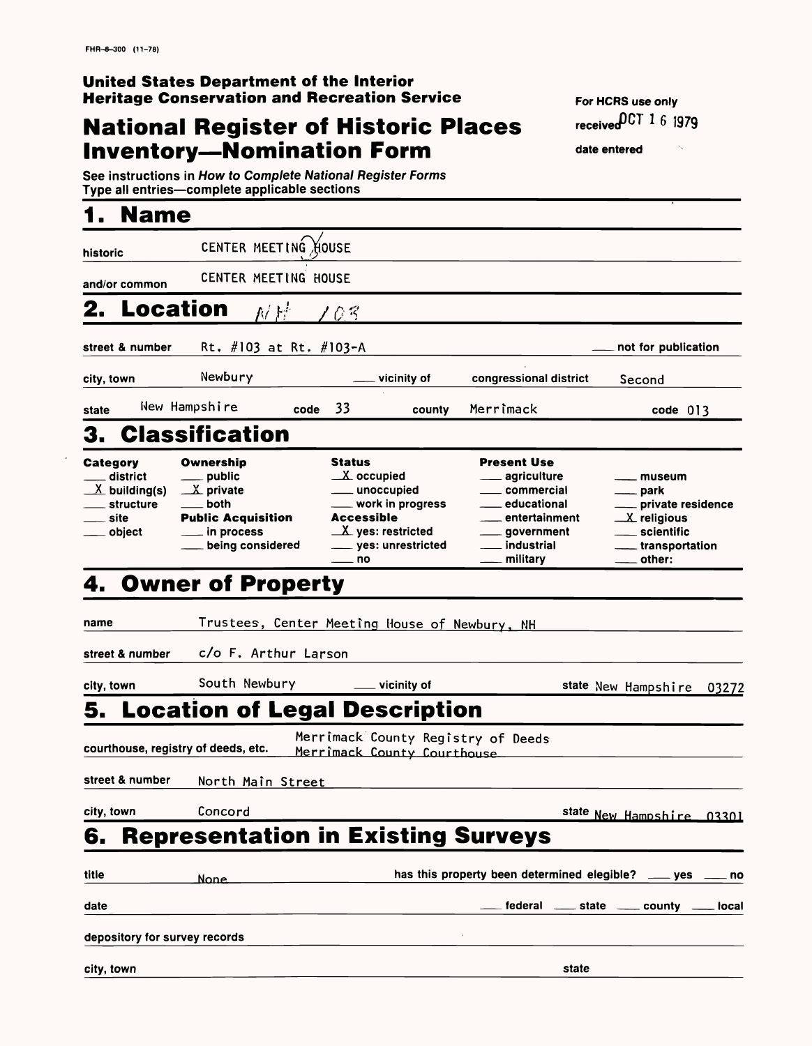FHR-8-300 (11-78)

**United States Department of the Interior**
**Heritage Conservation and Recreation Service**

# National Register of Historic Places Inventory—Nomination Form

For HCRS use only
received OCT 16 1979
date entered

See instructions in *How to Complete National Register Forms*
Type all entries—complete applicable sections

## 1. Name

historic: CENTER MEETING HOUSE

and/or common: CENTER MEETING HOUSE

## 2. Location NH 103

street & number: Rt. #103 at Rt. #103-A — ___ not for publication

city, town: Newbury — ___ vicinity of — congressional district: Second

state: New Hampshire — code: 33 — county: Merrimack — code: 013

## 3. Classification

| Category | Ownership | Status | Present Use | |
|---|---|---|---|---|
| ___ district | ___ public | X occupied | ___ agriculture | ___ museum |
| X building(s) | X private | ___ unoccupied | ___ commercial | ___ park |
| ___ structure | ___ both | ___ work in progress | ___ educational | ___ private residence |
| ___ site | **Public Acquisition** | **Accessible** | ___ entertainment | X religious |
| ___ object | ___ in process | X yes: restricted | ___ government | ___ scientific |
| | ___ being considered | ___ yes: unrestricted | ___ industrial | ___ transportation |
| | | ___ no | ___ military | ___ other: |

## 4. Owner of Property

name: Trustees, Center Meeting House of Newbury, NH

street & number: c/o F. Arthur Larson

city, town: South Newbury — ___ vicinity of — state: New Hampshire 03272

## 5. Location of Legal Description

courthouse, registry of deeds, etc.: Merrimack County Registry of Deeds, Merrimack County Courthouse

street & number: North Main Street

city, town: Concord — state: New Hampshire 03301

## 6. Representation in Existing Surveys

title: None — has this property been determined elegible? ___ yes ___ no

date: ___ federal ___ state ___ county ___ local

depository for survey records:

city, town: — state: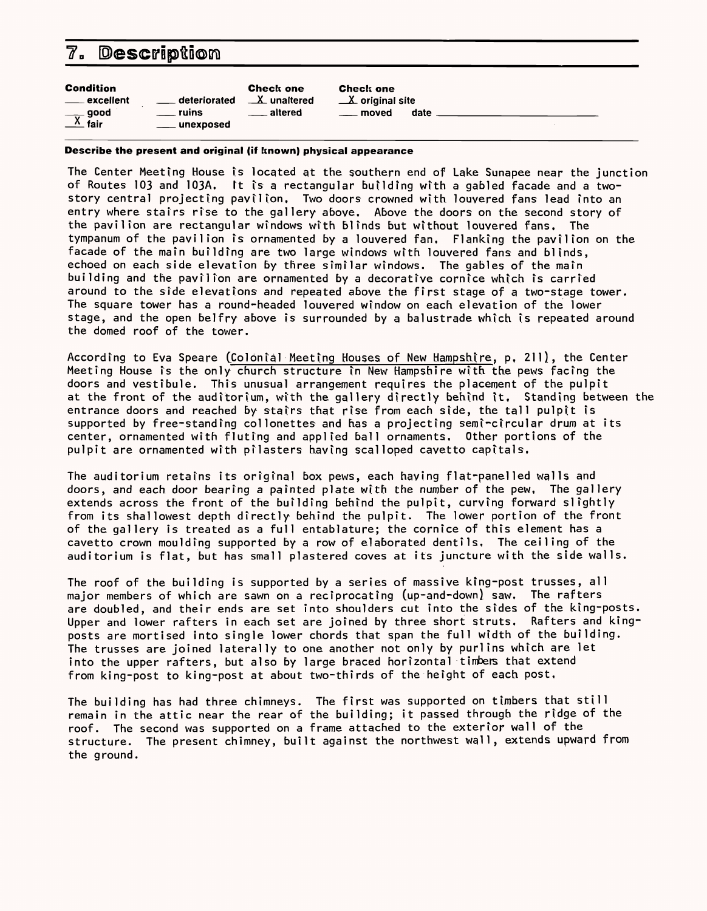## 7. Description

| Condition | | Check one | Check one |
|---|---|---|---|
| ___ excellent | ___ deteriorated | _X_ unaltered | _X_ original site |
| ___ good | ___ ruins | ___ altered | ___ moved date ___ |
| _X_ fair | ___ unexposed | | |

**Describe the present and original (if known) physical appearance**

The Center Meeting House is located at the southern end of Lake Sunapee near the junction of Routes 103 and 103A. It is a rectangular building with a gabled facade and a two-story central projecting pavilion. Two doors crowned with louvered fans lead into an entry where stairs rise to the gallery above. Above the doors on the second story of the pavilion are rectangular windows with blinds but without louvered fans. The tympanum of the pavilion is ornamented by a louvered fan. Flanking the pavilion on the facade of the main building are two large windows with louvered fans and blinds, echoed on each side elevation by three similar windows. The gables of the main building and the pavilion are ornamented by a decorative cornice which is carried around to the side elevations and repeated above the first stage of a two-stage tower. The square tower has a round-headed louvered window on each elevation of the lower stage, and the open belfry above is surrounded by a balustrade which is repeated around the domed roof of the tower.

According to Eva Speare (Colonial Meeting Houses of New Hampshire, p. 211), the Center Meeting House is the only church structure in New Hampshire with the pews facing the doors and vestibule. This unusual arrangement requires the placement of the pulpit at the front of the auditorium, with the gallery directly behind it. Standing between the entrance doors and reached by stairs that rise from each side, the tall pulpit is supported by free-standing collonettes and has a projecting semi-circular drum at its center, ornamented with fluting and applied ball ornaments. Other portions of the pulpit are ornamented with pilasters having scalloped cavetto capitals.

The auditorium retains its original box pews, each having flat-panelled walls and doors, and each door bearing a painted plate with the number of the pew. The gallery extends across the front of the building behind the pulpit, curving forward slightly from its shallowest depth directly behind the pulpit. The lower portion of the front of the gallery is treated as a full entablature; the cornice of this element has a cavetto crown moulding supported by a row of elaborated dentils. The ceiling of the auditorium is flat, but has small plastered coves at its juncture with the side walls.

The roof of the building is supported by a series of massive king-post trusses, all major members of which are sawn on a reciprocating (up-and-down) saw. The rafters are doubled, and their ends are set into shoulders cut into the sides of the king-posts. Upper and lower rafters in each set are joined by three short struts. Rafters and king-posts are mortised into single lower chords that span the full width of the building. The trusses are joined laterally to one another not only by purlins which are let into the upper rafters, but also by large braced horizontal timbers that extend from king-post to king-post at about two-thirds of the height of each post.

The building has had three chimneys. The first was supported on timbers that still remain in the attic near the rear of the building; it passed through the ridge of the roof. The second was supported on a frame attached to the exterior wall of the structure. The present chimney, built against the northwest wall, extends upward from the ground.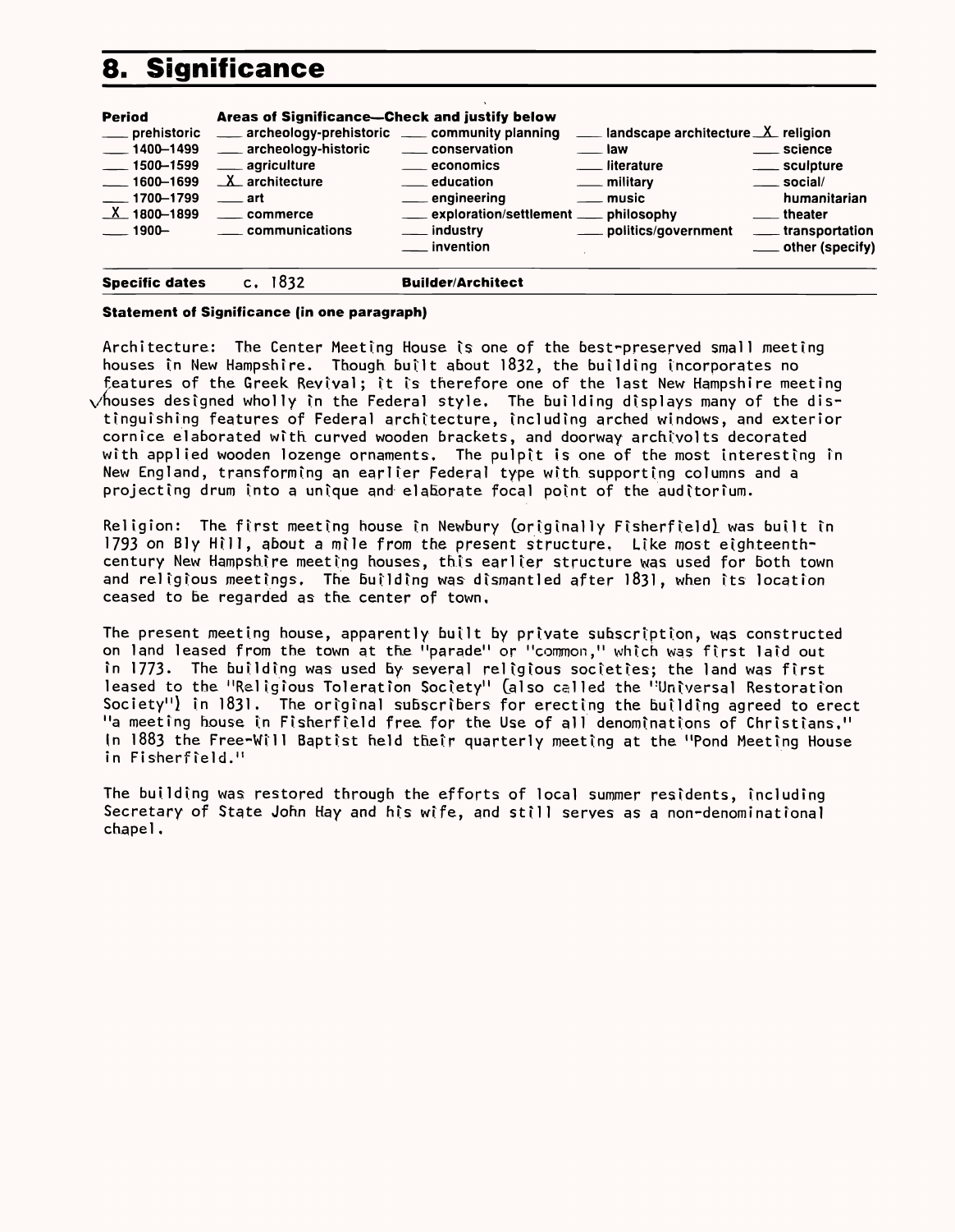# 8. Significance

| Period | Areas of Significance—Check and justify below | | | |
|---|---|---|---|---|
| ___ prehistoric | ___ archeology-prehistoric | ___ community planning | ___ landscape architecture | X religion |
| ___ 1400–1499 | ___ archeology-historic | ___ conservation | ___ law | ___ science |
| ___ 1500–1599 | ___ agriculture | ___ economics | ___ literature | ___ sculpture |
| ___ 1600–1699 | X architecture | ___ education | ___ military | ___ social/ humanitarian |
| ___ 1700–1799 | ___ art | ___ engineering | ___ music | ___ theater |
| X 1800–1899 | ___ commerce | ___ exploration/settlement | ___ philosophy | ___ transportation |
| ___ 1900– | ___ communications | ___ industry | ___ politics/government | ___ other (specify) |
| | | ___ invention | | |

**Specific dates** c. 1832 **Builder/Architect**

**Statement of Significance (in one paragraph)**

Architecture: The Center Meeting House is one of the best-preserved small meeting houses in New Hampshire. Though built about 1832, the building incorporates no features of the Greek Revival; it is therefore one of the last New Hampshire meeting houses designed wholly in the Federal style. The building displays many of the distinguishing features of Federal architecture, including arched windows, and exterior cornice elaborated with curved wooden brackets, and doorway archivolts decorated with applied wooden lozenge ornaments. The pulpit is one of the most interesting in New England, transforming an earlier Federal type with supporting columns and a projecting drum into a unique and elaborate focal point of the auditorium.

Religion: The first meeting house in Newbury (originally Fisherfield) was built in 1793 on Bly Hill, about a mile from the present structure. Like most eighteenth-century New Hampshire meeting houses, this earlier structure was used for both town and religious meetings. The building was dismantled after 1831, when its location ceased to be regarded as the center of town.

The present meeting house, apparently built by private subscription, was constructed on land leased from the town at the "parade" or "common," which was first laid out in 1773. The building was used by several religious societies; the land was first leased to the "Religious Toleration Society" (also called the "Universal Restoration Society") in 1831. The original subscribers for erecting the building agreed to erect "a meeting house in Fisherfield free for the Use of all denominations of Christians." In 1883 the Free-Will Baptist held their quarterly meeting at the "Pond Meeting House in Fisherfield."

The building was restored through the efforts of local summer residents, including Secretary of State John Hay and his wife, and still serves as a non-denominational chapel.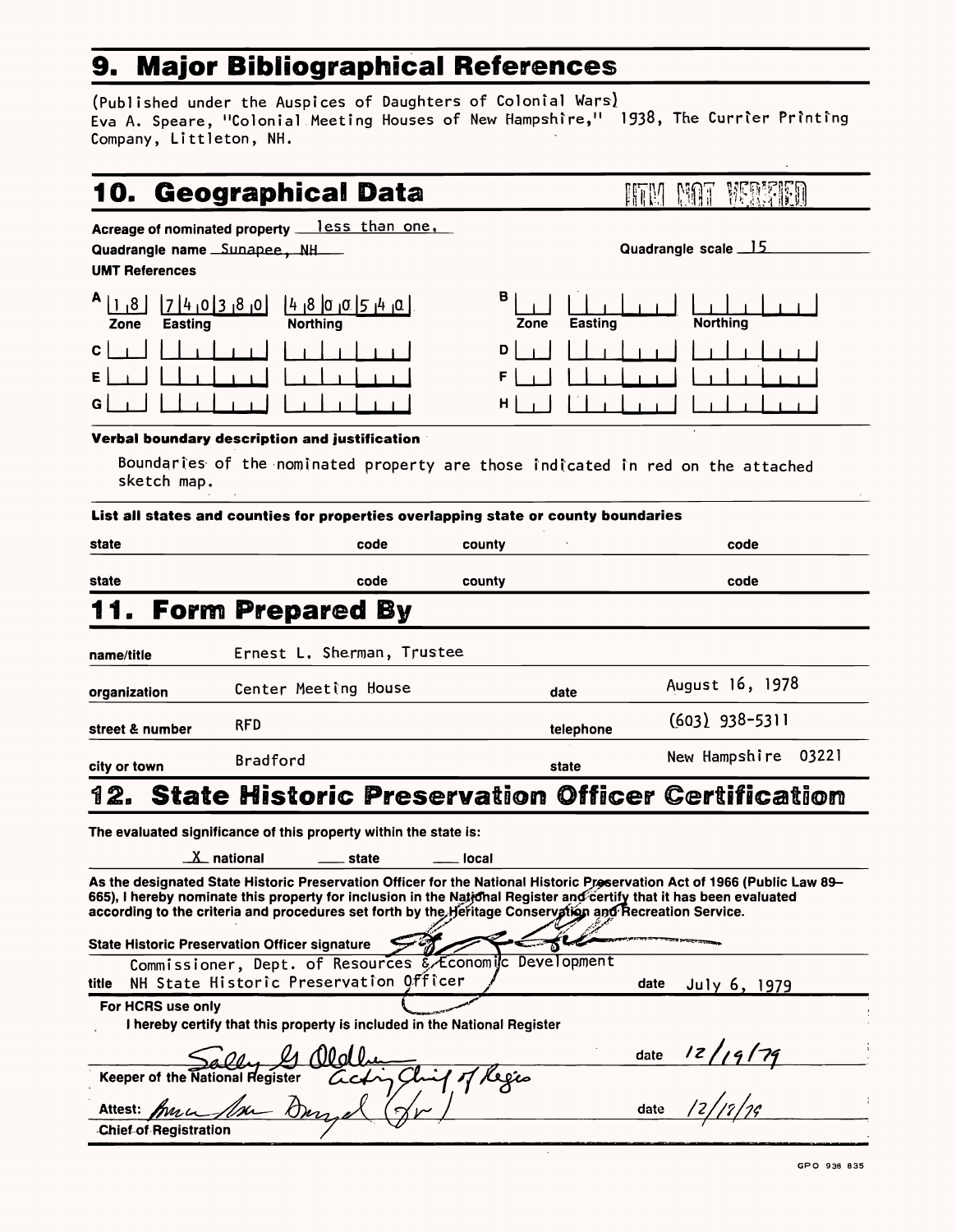## 9. Major Bibliographical References

(Published under the Auspices of Daughters of Colonial Wars)
Eva A. Speare, "Colonial Meeting Houses of New Hampshire," 1938, The Currier Printing Company, Littleton, NH.

## 10. Geographical Data

ITEM NOT VERIFIED

Acreage of nominated property less than one.

Quadrangle name Sunapee, NH

Quadrangle scale 15

UMT References

| | Zone | Easting | Northing | | Zone | Easting | Northing |
|---|---|---|---|---|---|---|---|
| A | 1 8 | 7 4 0 3 8 0 | 4 8 0 0 5 4 0 | B | | | |
| C | | | | D | | | |
| E | | | | F | | | |
| G | | | | H | | | |

**Verbal boundary description and justification**

Boundaries of the nominated property are those indicated in red on the attached sketch map.

**List all states and counties for properties overlapping state or county boundaries**

| state | code | county | code |
|---|---|---|---|
| state | code | county | code |

## 11. Form Prepared By

| | | | |
|---|---|---|---|
| name/title | Ernest L. Sherman, Trustee | | |
| organization | Center Meeting House | date | August 16, 1978 |
| street & number | RFD | telephone | (603) 938-5311 |
| city or town | Bradford | state | New Hampshire 03221 |

## 12. State Historic Preservation Officer Certification

The evaluated significance of this property within the state is:

X national ___ state ___ local

As the designated State Historic Preservation Officer for the National Historic Preservation Act of 1966 (Public Law 89-665), I hereby nominate this property for inclusion in the National Register and certify that it has been evaluated according to the criteria and procedures set forth by the Heritage Conservation and Recreation Service.

State Historic Preservation Officer signature

title Commissioner, Dept. of Resources & Economic Development
NH State Historic Preservation Officer date July 6, 1979

For HCRS use only
I hereby certify that this property is included in the National Register

Sally G. Oldham date 12/19/79
Keeper of the National Register Acting Chief of Regis

Attest: date 12/17/79
Chief of Registration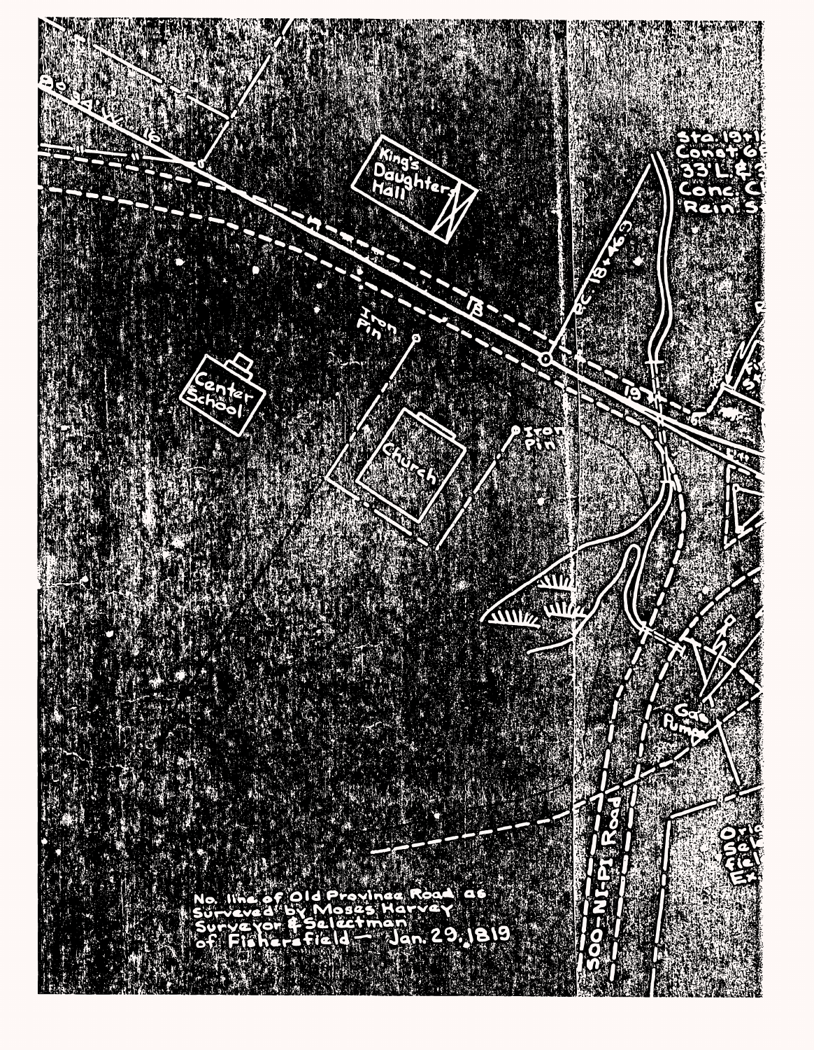King's Daughters Hall

Center School

Church

Iron Pin

Iron Pin

PC 18+46.9

Sta. 19+1
Const 6
33' L. & 3
Conc. C
Rein. S

Gas Pump

500-N1-P1 Road

No. line of Old Province Road as Surveyed by Moses Harvey Surveyor & Selectman of Fishersfield — Jan. 29, 1819